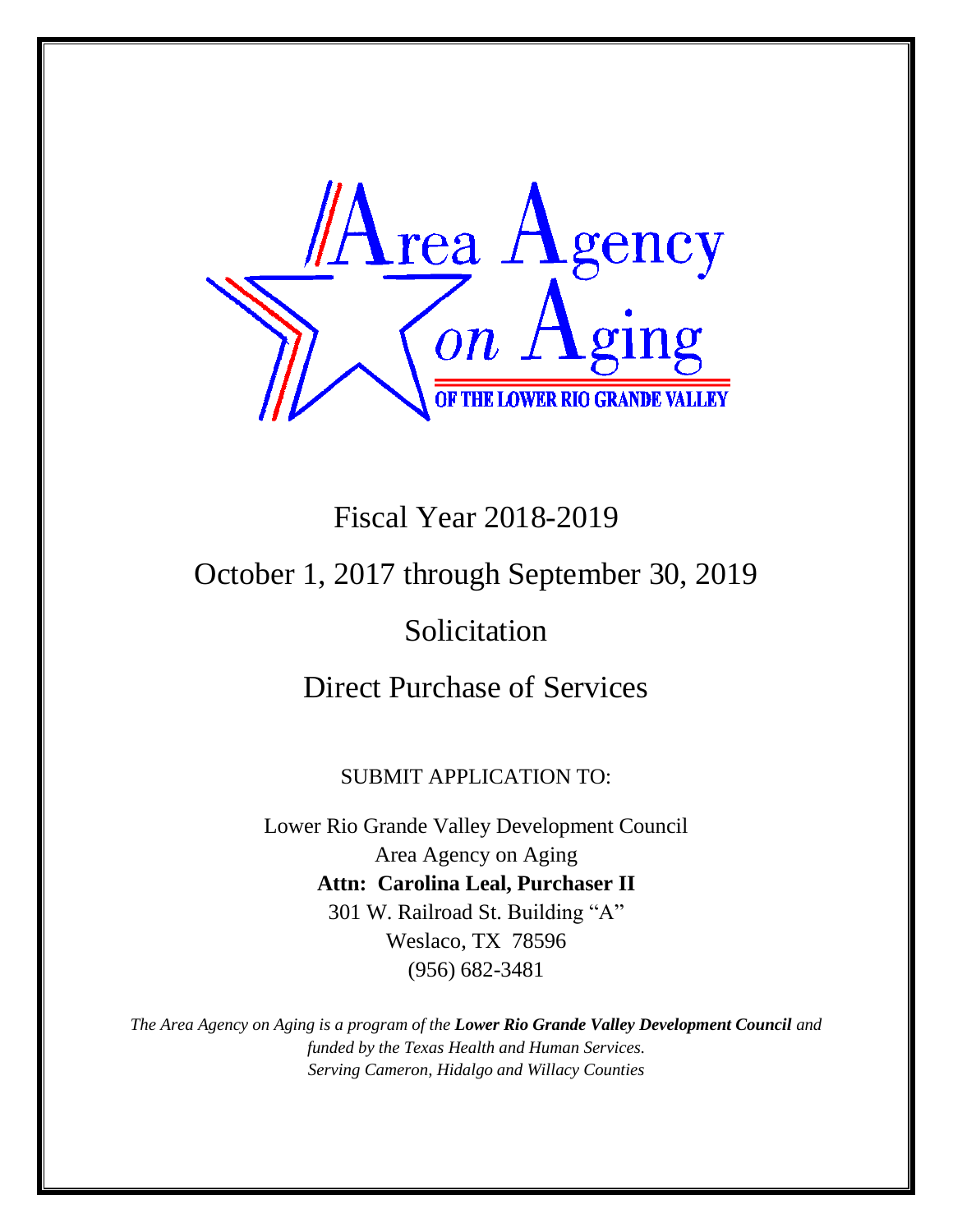Area Agency on Aging

OF THE LOWER RIO GRANDE VALLEY

# Fiscal Year 2018-2019

# October 1, 2017 through September 30, 2019

# Solicitation

# Direct Purchase of Services

SUBMIT APPLICATION TO:

Lower Rio Grande Valley Development Council
Area Agency on Aging
**Attn: Carolina Leal, Purchaser II**
301 W. Railroad St. Building "A"
Weslaco, TX 78596
(956) 682-3481

*The Area Agency on Aging is a program of the **Lower Rio Grande Valley Development Council** and funded by the Texas Health and Human Services.*
*Serving Cameron, Hidalgo and Willacy Counties*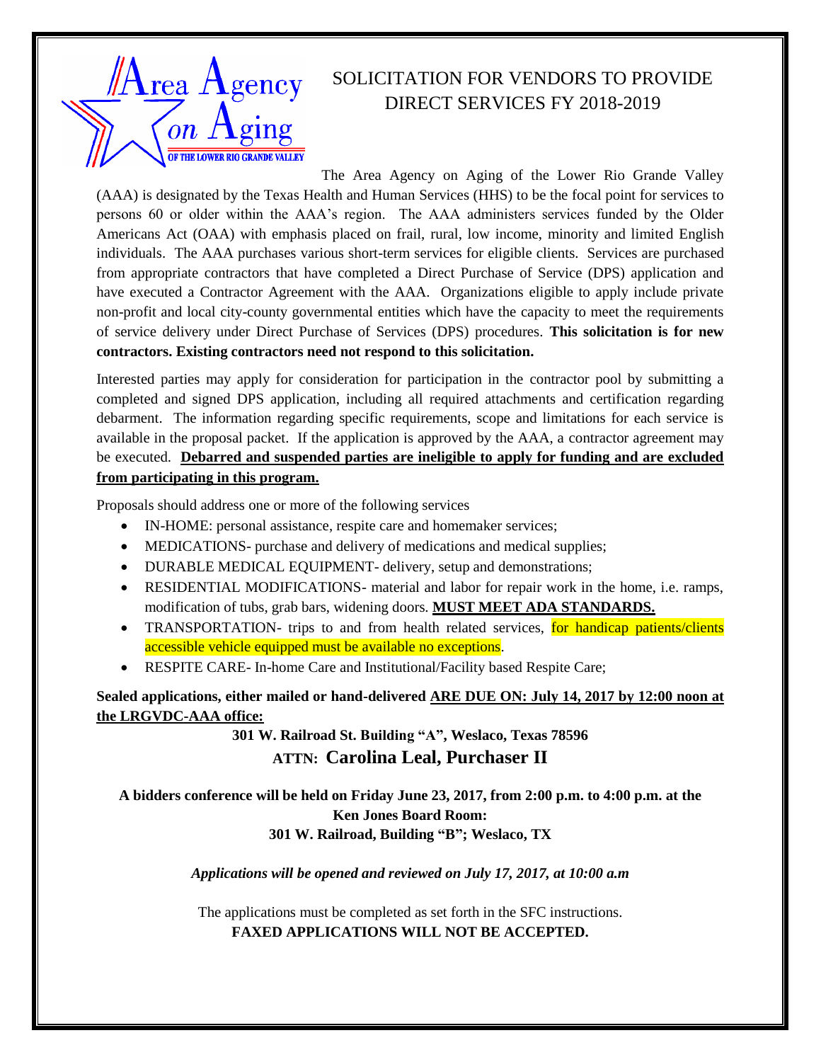Area Agency on Aging OF THE LOWER RIO GRANDE VALLEY

# SOLICITATION FOR VENDORS TO PROVIDE DIRECT SERVICES FY 2018-2019

The Area Agency on Aging of the Lower Rio Grande Valley (AAA) is designated by the Texas Health and Human Services (HHS) to be the focal point for services to persons 60 or older within the AAA's region. The AAA administers services funded by the Older Americans Act (OAA) with emphasis placed on frail, rural, low income, minority and limited English individuals. The AAA purchases various short-term services for eligible clients. Services are purchased from appropriate contractors that have completed a Direct Purchase of Service (DPS) application and have executed a Contractor Agreement with the AAA. Organizations eligible to apply include private non-profit and local city-county governmental entities which have the capacity to meet the requirements of service delivery under Direct Purchase of Services (DPS) procedures. **This solicitation is for new contractors. Existing contractors need not respond to this solicitation.**

Interested parties may apply for consideration for participation in the contractor pool by submitting a completed and signed DPS application, including all required attachments and certification regarding debarment. The information regarding specific requirements, scope and limitations for each service is available in the proposal packet. If the application is approved by the AAA, a contractor agreement may be executed. <u>**Debarred and suspended parties are ineligible to apply for funding and are excluded from participating in this program.**</u>

Proposals should address one or more of the following services

- IN-HOME: personal assistance, respite care and homemaker services;
- MEDICATIONS- purchase and delivery of medications and medical supplies;
- DURABLE MEDICAL EQUIPMENT- delivery, setup and demonstrations;
- RESIDENTIAL MODIFICATIONS- material and labor for repair work in the home, i.e. ramps, modification of tubs, grab bars, widening doors. <u>**MUST MEET ADA STANDARDS.**</u>
- TRANSPORTATION- trips to and from health related services, for handicap patients/clients accessible vehicle equipped must be available no exceptions.
- RESPITE CARE- In-home Care and Institutional/Facility based Respite Care;

**Sealed applications, either mailed or hand-delivered <u>ARE DUE ON: July 14, 2017 by 12:00 noon at the LRGVDC-AAA office:</u>**

**301 W. Railroad St. Building "A", Weslaco, Texas 78596**

**ATTN: Carolina Leal, Purchaser II**

**A bidders conference will be held on Friday June 23, 2017, from 2:00 p.m. to 4:00 p.m. at the Ken Jones Board Room:**
**301 W. Railroad, Building "B"; Weslaco, TX**

***Applications will be opened and reviewed on July 17, 2017, at 10:00 a.m***

The applications must be completed as set forth in the SFC instructions.
**FAXED APPLICATIONS WILL NOT BE ACCEPTED.**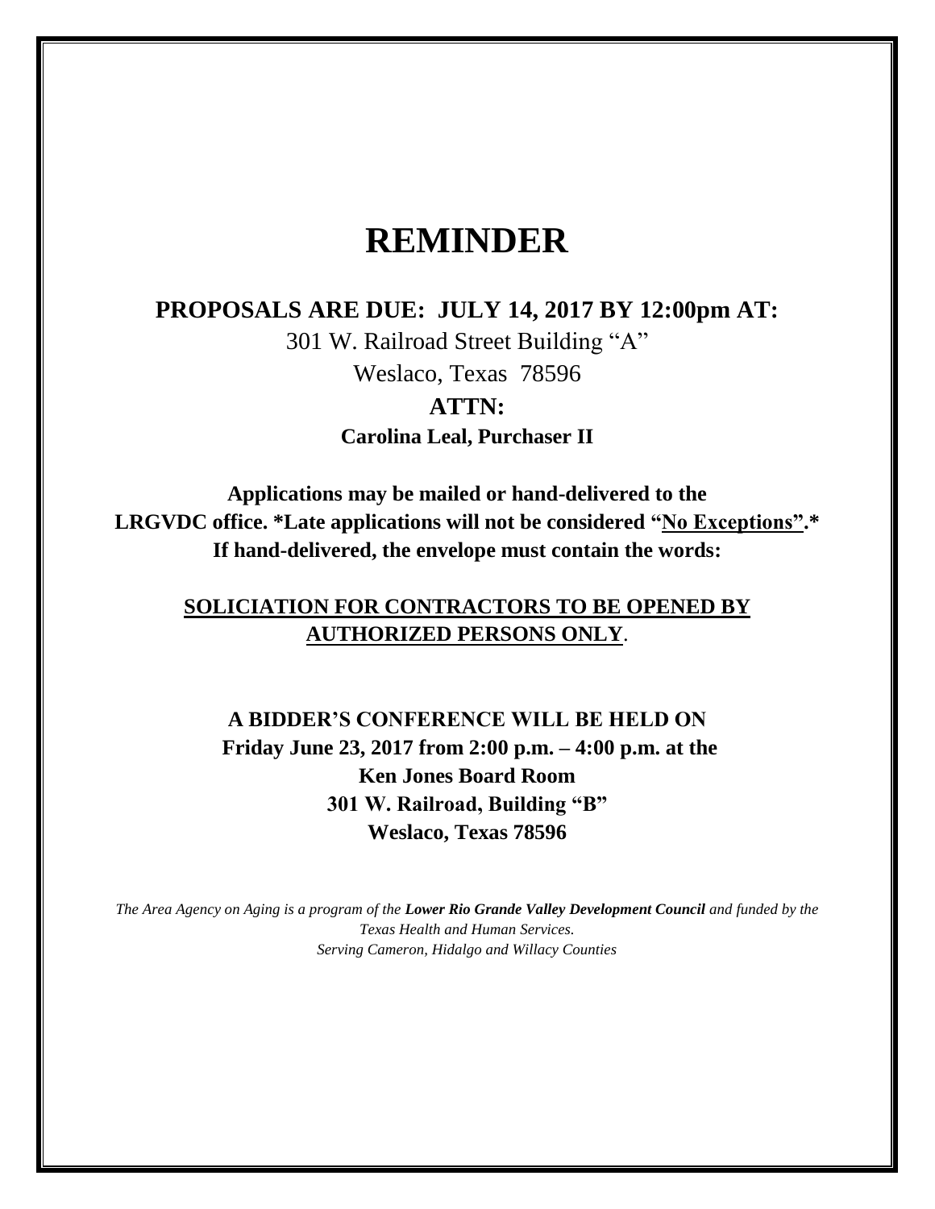# REMINDER

## PROPOSALS ARE DUE: JULY 14, 2017 BY 12:00pm AT:

301 W. Railroad Street Building "A"

Weslaco, Texas 78596

**ATTN:**

**Carolina Leal, Purchaser II**

**Applications may be mailed or hand-delivered to the LRGVDC office. *Late applications will not be considered "No Exceptions".* If hand-delivered, the envelope must contain the words:**

**SOLICIATION FOR CONTRACTORS TO BE OPENED BY AUTHORIZED PERSONS ONLY**.

**A BIDDER'S CONFERENCE WILL BE HELD ON**
**Friday June 23, 2017 from 2:00 p.m. – 4:00 p.m. at the**
**Ken Jones Board Room**
**301 W. Railroad, Building "B"**
**Weslaco, Texas 78596**

*The Area Agency on Aging is a program of the **Lower Rio Grande Valley Development Council** and funded by the Texas Health and Human Services.*
*Serving Cameron, Hidalgo and Willacy Counties*